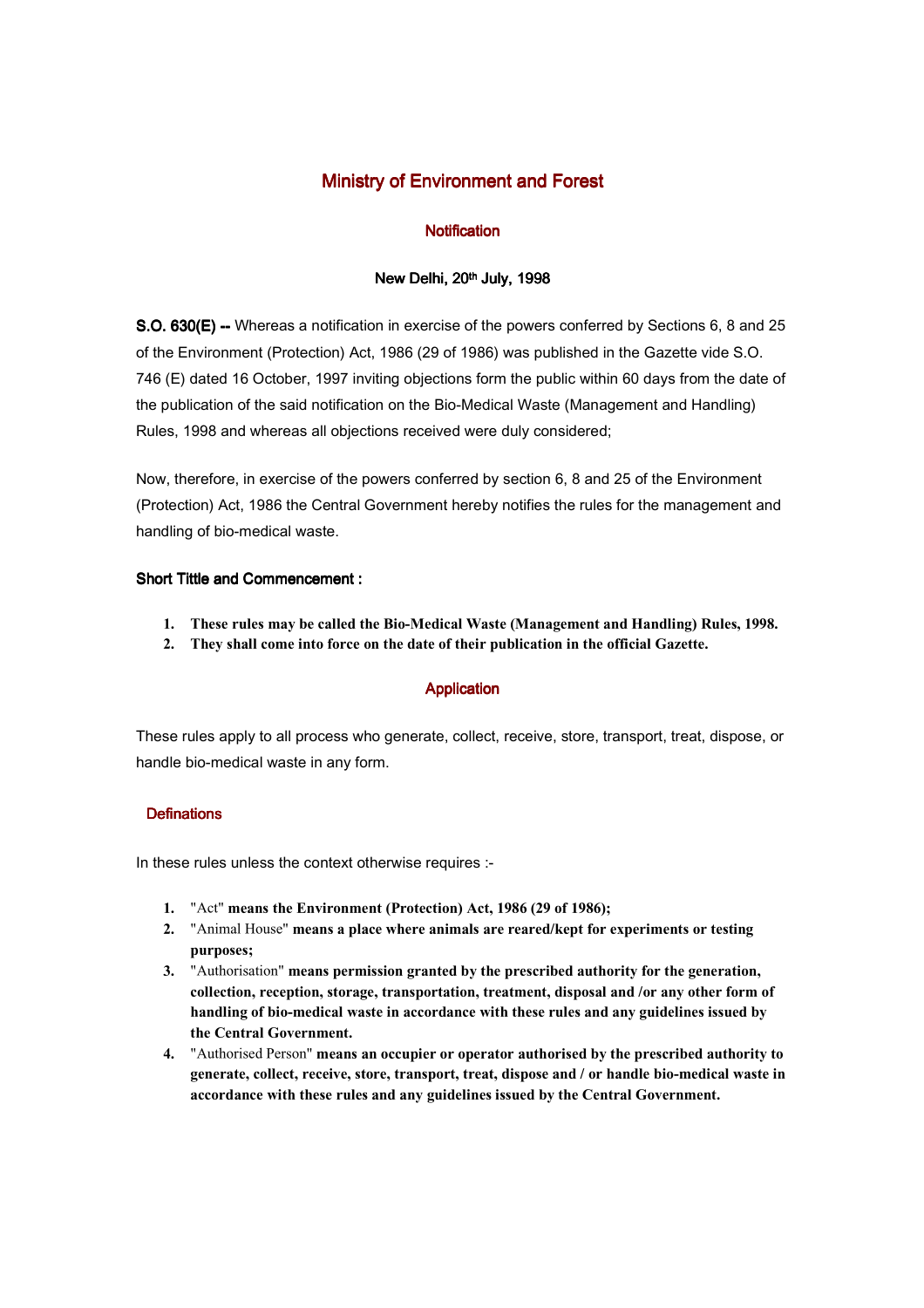# Ministry of Environment and Forest

## Notification

### New Delhi, 20th July, 1998

**S.O. 630(E) --** Whereas a notification in exercise of the powers conferred by Sections 6, 8 and 25 of the Environment (Protection) Act, 1986 (29 of 1986) was published in the Gazette vide S.O. 746 (E) dated 16 October, 1997 inviting objections form the public within 60 days from the date of the publication of the said notification on the Bio-Medical Waste (Management and Handling) Rules, 1998 and whereas all objections received were duly considered;

Now, therefore, in exercise of the powers conferred by section 6, 8 and 25 of the Environment (Protection) Act, 1986 the Central Government hereby notifies the rules for the management and handling of bio-medical waste.

### Short Tittle and Commencement :

1. **These rules may be called the Bio-Medical Waste (Management and Handling) Rules, 1998.**
2. **They shall come into force on the date of their publication in the official Gazette.**

## Application

These rules apply to all process who generate, collect, receive, store, transport, treat, dispose, or handle bio-medical waste in any form.

### Definations

In these rules unless the context otherwise requires :-

1. "Act" **means the Environment (Protection) Act, 1986 (29 of 1986);**
2. "Animal House" **means a place where animals are reared/kept for experiments or testing purposes;**
3. "Authorisation" **means permission granted by the prescribed authority for the generation, collection, reception, storage, transportation, treatment, disposal and /or any other form of handling of bio-medical waste in accordance with these rules and any guidelines issued by the Central Government.**
4. "Authorised Person" **means an occupier or operator authorised by the prescribed authority to generate, collect, receive, store, transport, treat, dispose and / or handle bio-medical waste in accordance with these rules and any guidelines issued by the Central Government.**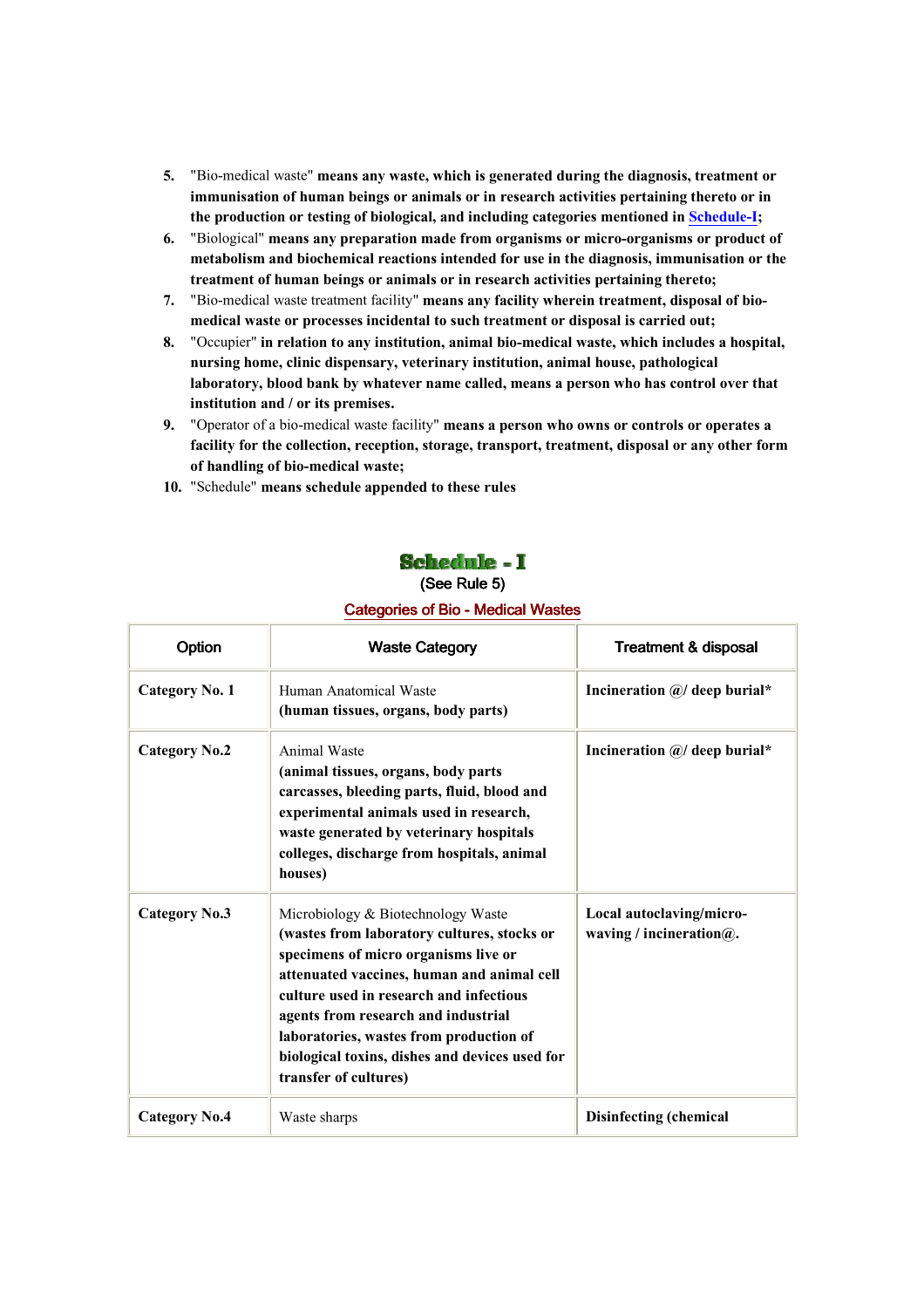5. "Bio-medical waste" **means any waste, which is generated during the diagnosis, treatment or immunisation of human beings or animals or in research activities pertaining thereto or in the production or testing of biological, and including categories mentioned in Schedule-I;**
6. "Biological" **means any preparation made from organisms or micro-organisms or product of metabolism and biochemical reactions intended for use in the diagnosis, immunisation or the treatment of human beings or animals or in research activities pertaining thereto;**
7. "Bio-medical waste treatment facility" **means any facility wherein treatment, disposal of bio-medical waste or processes incidental to such treatment or disposal is carried out;**
8. "Occupier" **in relation to any institution, animal bio-medical waste, which includes a hospital, nursing home, clinic dispensary, veterinary institution, animal house, pathological laboratory, blood bank by whatever name called, means a person who has control over that institution and / or its premises.**
9. "Operator of a bio-medical waste facility" **means a person who owns or controls or operates a facility for the collection, reception, storage, transport, treatment, disposal or any other form of handling of bio-medical waste;**
10. "Schedule" **means schedule appended to these rules**

## Schedule - I

(See Rule 5)

### Categories of Bio - Medical Wastes

| Option | Waste Category | Treatment & disposal |
|---|---|---|
| **Category No. 1** | Human Anatomical Waste **(human tissues, organs, body parts)** | **Incineration @/ deep burial*** |
| **Category No.2** | Animal Waste **(animal tissues, organs, body parts carcasses, bleeding parts, fluid, blood and experimental animals used in research, waste generated by veterinary hospitals colleges, discharge from hospitals, animal houses)** | **Incineration @/ deep burial*** |
| **Category No.3** | Microbiology & Biotechnology Waste **(wastes from laboratory cultures, stocks or specimens of micro organisms live or attenuated vaccines, human and animal cell culture used in research and infectious agents from research and industrial laboratories, wastes from production of biological toxins, dishes and devices used for transfer of cultures)** | **Local autoclaving/micro-waving / incineration@.** |
| **Category No.4** | Waste sharps | **Disinfecting (chemical** |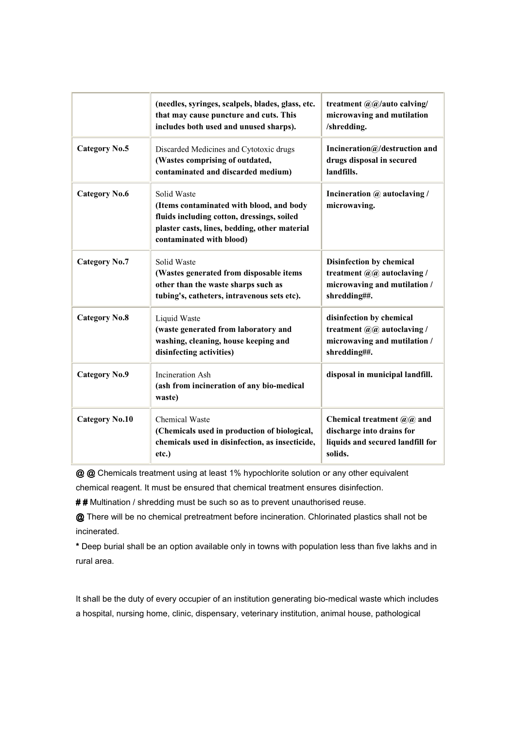| | | |
|---|---|---|
| | **(needles, syringes, scalpels, blades, glass, etc. that may cause puncture and cuts. This includes both used and unused sharps).** | **treatment @@/auto calving/ microwaving and mutilation /shredding.** |
| **Category No.5** | Discarded Medicines and Cytotoxic drugs **(Wastes comprising of outdated, contaminated and discarded medium)** | **Incineration@/destruction and drugs disposal in secured landfills.** |
| **Category No.6** | Solid Waste **(Items contaminated with blood, and body fluids including cotton, dressings, soiled plaster casts, lines, bedding, other material contaminated with blood)** | **Incineration @ autoclaving / microwaving.** |
| **Category No.7** | Solid Waste **(Wastes generated from disposable items other than the waste sharps such as tubing's, catheters, intravenous sets etc).** | **Disinfection by chemical treatment @@ autoclaving / microwaving and mutilation / shredding##.** |
| **Category No.8** | Liquid Waste **(waste generated from laboratory and washing, cleaning, house keeping and disinfecting activities)** | **disinfection by chemical treatment @@ autoclaving / microwaving and mutilation / shredding##.** |
| **Category No.9** | Incineration Ash **(ash from incineration of any bio-medical waste)** | **disposal in municipal landfill.** |
| **Category No.10** | Chemical Waste **(Chemicals used in production of biological, chemicals used in disinfection, as insecticide, etc.)** | **Chemical treatment @@ and discharge into drains for liquids and secured landfill for solids.** |

**@ @** Chemicals treatment using at least 1% hypochlorite solution or any other equivalent chemical reagent. It must be ensured that chemical treatment ensures disinfection.

**# #** Multination / shredding must be such so as to prevent unauthorised reuse.

**@** There will be no chemical pretreatment before incineration. Chlorinated plastics shall not be incinerated.

**\*** Deep burial shall be an option available only in towns with population less than five lakhs and in rural area.

It shall be the duty of every occupier of an institution generating bio-medical waste which includes a hospital, nursing home, clinic, dispensary, veterinary institution, animal house, pathological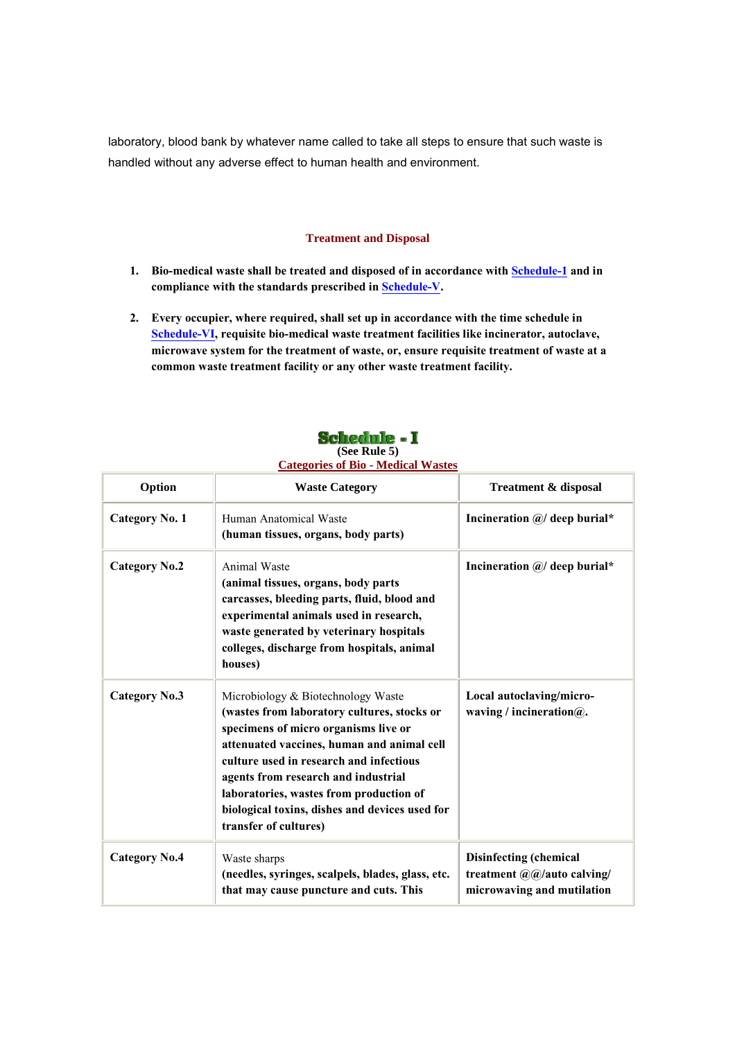laboratory, blood bank by whatever name called to take all steps to ensure that such waste is handled without any adverse effect to human health and environment.

## Treatment and Disposal

1. **Bio-medical waste shall be treated and disposed of in accordance with Schedule-1 and in compliance with the standards prescribed in Schedule-V.**

2. **Every occupier, where required, shall set up in accordance with the time schedule in Schedule-VI, requisite bio-medical waste treatment facilities like incinerator, autoclave, microwave system for the treatment of waste, or, ensure requisite treatment of waste at a common waste treatment facility or any other waste treatment facility.**

# Schedule - I

**(See Rule 5)**

**Categories of Bio - Medical Wastes**

| Option | Waste Category | Treatment & disposal |
|---|---|---|
| **Category No. 1** | Human Anatomical Waste **(human tissues, organs, body parts)** | **Incineration @/ deep burial*** |
| **Category No.2** | Animal Waste **(animal tissues, organs, body parts carcasses, bleeding parts, fluid, blood and experimental animals used in research, waste generated by veterinary hospitals colleges, discharge from hospitals, animal houses)** | **Incineration @/ deep burial*** |
| **Category No.3** | Microbiology & Biotechnology Waste **(wastes from laboratory cultures, stocks or specimens of micro organisms live or attenuated vaccines, human and animal cell culture used in research and infectious agents from research and industrial laboratories, wastes from production of biological toxins, dishes and devices used for transfer of cultures)** | **Local autoclaving/micro-waving / incineration@.** |
| **Category No.4** | Waste sharps **(needles, syringes, scalpels, blades, glass, etc. that may cause puncture and cuts. This** | **Disinfecting (chemical treatment @@/auto calving/ microwaving and mutilation** |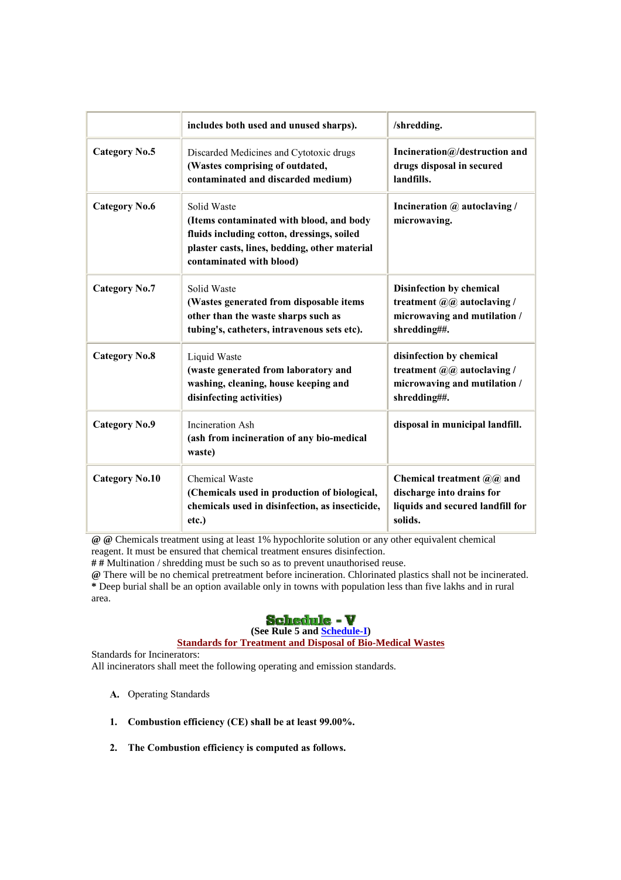|  |  |  |
|---|---|---|
|  | **includes both used and unused sharps).** | **/shredding.** |
| **Category No.5** | Discarded Medicines and Cytotoxic drugs **(Wastes comprising of outdated, contaminated and discarded medium)** | **Incineration@/destruction and drugs disposal in secured landfills.** |
| **Category No.6** | Solid Waste **(Items contaminated with blood, and body fluids including cotton, dressings, soiled plaster casts, lines, bedding, other material contaminated with blood)** | **Incineration @ autoclaving / microwaving.** |
| **Category No.7** | Solid Waste **(Wastes generated from disposable items other than the waste sharps such as tubing's, catheters, intravenous sets etc).** | **Disinfection by chemical treatment @@ autoclaving / microwaving and mutilation / shredding##.** |
| **Category No.8** | Liquid Waste **(waste generated from laboratory and washing, cleaning, house keeping and disinfecting activities)** | **disinfection by chemical treatment @@ autoclaving / microwaving and mutilation / shredding##.** |
| **Category No.9** | Incineration Ash **(ash from incineration of any bio-medical waste)** | **disposal in municipal landfill.** |
| **Category No.10** | Chemical Waste **(Chemicals used in production of biological, chemicals used in disinfection, as insecticide, etc.)** | **Chemical treatment @@ and discharge into drains for liquids and secured landfill for solids.** |

**@ @** Chemicals treatment using at least 1% hypochlorite solution or any other equivalent chemical reagent. It must be ensured that chemical treatment ensures disinfection.
**# #** Multination / shredding must be such so as to prevent unauthorised reuse.
**@** There will be no chemical pretreatment before incineration. Chlorinated plastics shall not be incinerated.
**\*** Deep burial shall be an option available only in towns with population less than five lakhs and in rural area.

# Schedule - V

**(See Rule 5 and Schedule-I)**

**Standards for Treatment and Disposal of Bio-Medical Wastes**

Standards for Incinerators:
All incinerators shall meet the following operating and emission standards.

**A.** Operating Standards

1. **Combustion efficiency (CE) shall be at least 99.00%.**
2. **The Combustion efficiency is computed as follows.**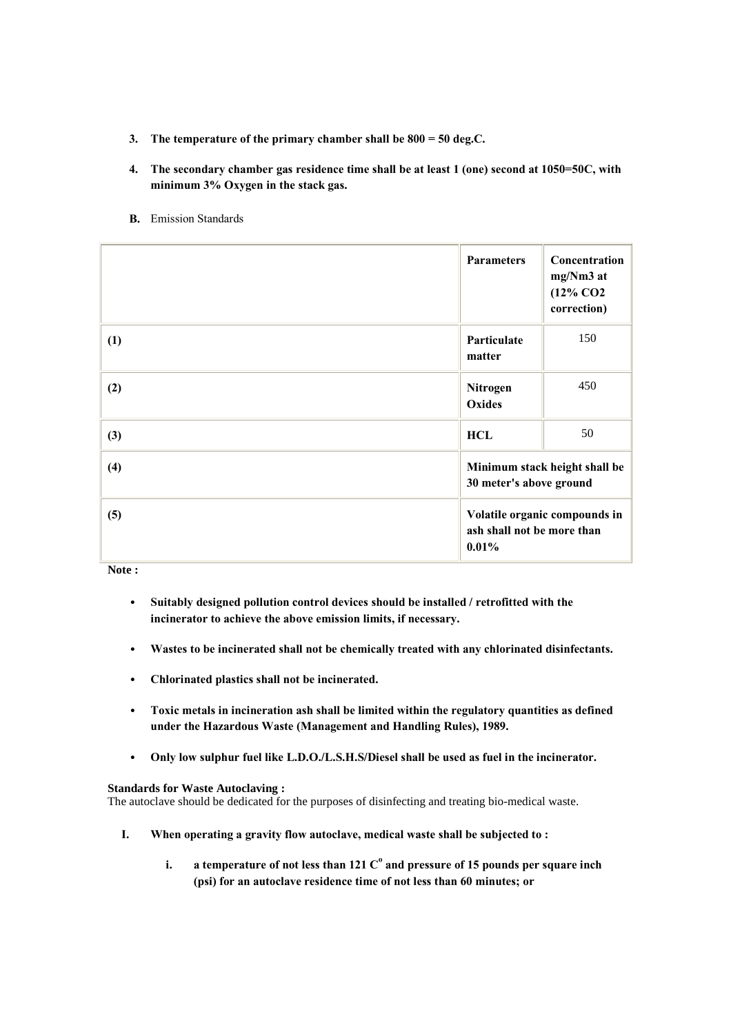3. **The temperature of the primary chamber shall be 800 = 50 deg.C.**

4. **The secondary chamber gas residence time shall be at least 1 (one) second at 1050=50C, with minimum 3% Oxygen in the stack gas.**

**B.** Emission Standards

| | **Parameters** | **Concentration mg/Nm3 at (12% CO2 correction)** |
|---|---|---|
| **(1)** | **Particulate matter** | 150 |
| **(2)** | **Nitrogen Oxides** | 450 |
| **(3)** | **HCL** | 50 |
| **(4)** | **Minimum stack height shall be 30 meter's above ground** | |
| **(5)** | **Volatile organic compounds in ash shall not be more than 0.01%** | |

**Note :**

- **Suitably designed pollution control devices should be installed / retrofitted with the incinerator to achieve the above emission limits, if necessary.**
- **Wastes to be incinerated shall not be chemically treated with any chlorinated disinfectants.**
- **Chlorinated plastics shall not be incinerated.**
- **Toxic metals in incineration ash shall be limited within the regulatory quantities as defined under the Hazardous Waste (Management and Handling Rules), 1989.**
- **Only low sulphur fuel like L.D.O./L.S.H.S/Diesel shall be used as fuel in the incinerator.**

**Standards for Waste Autoclaving :**
The autoclave should be dedicated for the purposes of disinfecting and treating bio-medical waste.

I. **When operating a gravity flow autoclave, medical waste shall be subjected to :**

   i. **a temperature of not less than 121 $C^{o}$ and pressure of 15 pounds per square inch (psi) for an autoclave residence time of not less than 60 minutes; or**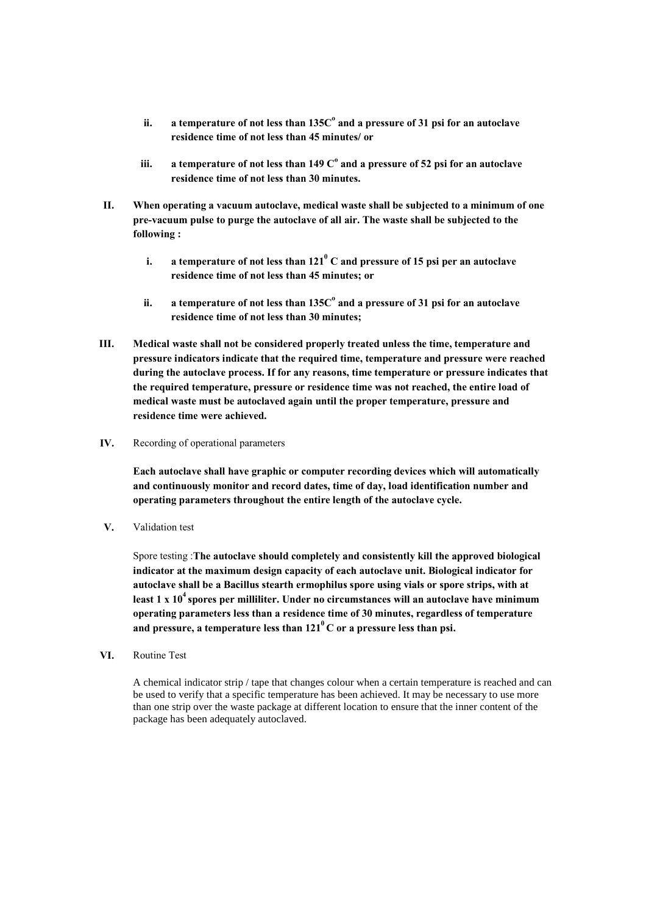ii. **a temperature of not less than 135C$^{o}$ and a pressure of 31 psi for an autoclave residence time of not less than 45 minutes/ or**

iii. **a temperature of not less than 149 C$^{o}$ and a pressure of 52 psi for an autoclave residence time of not less than 30 minutes.**

II. **When operating a vacuum autoclave, medical waste shall be subjected to a minimum of one pre-vacuum pulse to purge the autoclave of all air. The waste shall be subjected to the following :**

i. **a temperature of not less than 121$^{0}$ C and pressure of 15 psi per an autoclave residence time of not less than 45 minutes; or**

ii. **a temperature of not less than 135C$^{o}$ and a pressure of 31 psi for an autoclave residence time of not less than 30 minutes;**

III. **Medical waste shall not be considered properly treated unless the time, temperature and pressure indicators indicate that the required time, temperature and pressure were reached during the autoclave process. If for any reasons, time temperature or pressure indicates that the required temperature, pressure or residence time was not reached, the entire load of medical waste must be autoclaved again until the proper temperature, pressure and residence time were achieved.**

IV. Recording of operational parameters

**Each autoclave shall have graphic or computer recording devices which will automatically and continuously monitor and record dates, time of day, load identification number and operating parameters throughout the entire length of the autoclave cycle.**

V. Validation test

Spore testing :**The autoclave should completely and consistently kill the approved biological indicator at the maximum design capacity of each autoclave unit. Biological indicator for autoclave shall be a Bacillus stearth ermophilus spore using vials or spore strips, with at least 1 x 10$^{4}$ spores per milliliter. Under no circumstances will an autoclave have minimum operating parameters less than a residence time of 30 minutes, regardless of temperature and pressure, a temperature less than 121$^{0}$ C or a pressure less than psi.**

VI. Routine Test

A chemical indicator strip / tape that changes colour when a certain temperature is reached and can be used to verify that a specific temperature has been achieved. It may be necessary to use more than one strip over the waste package at different location to ensure that the inner content of the package has been adequately autoclaved.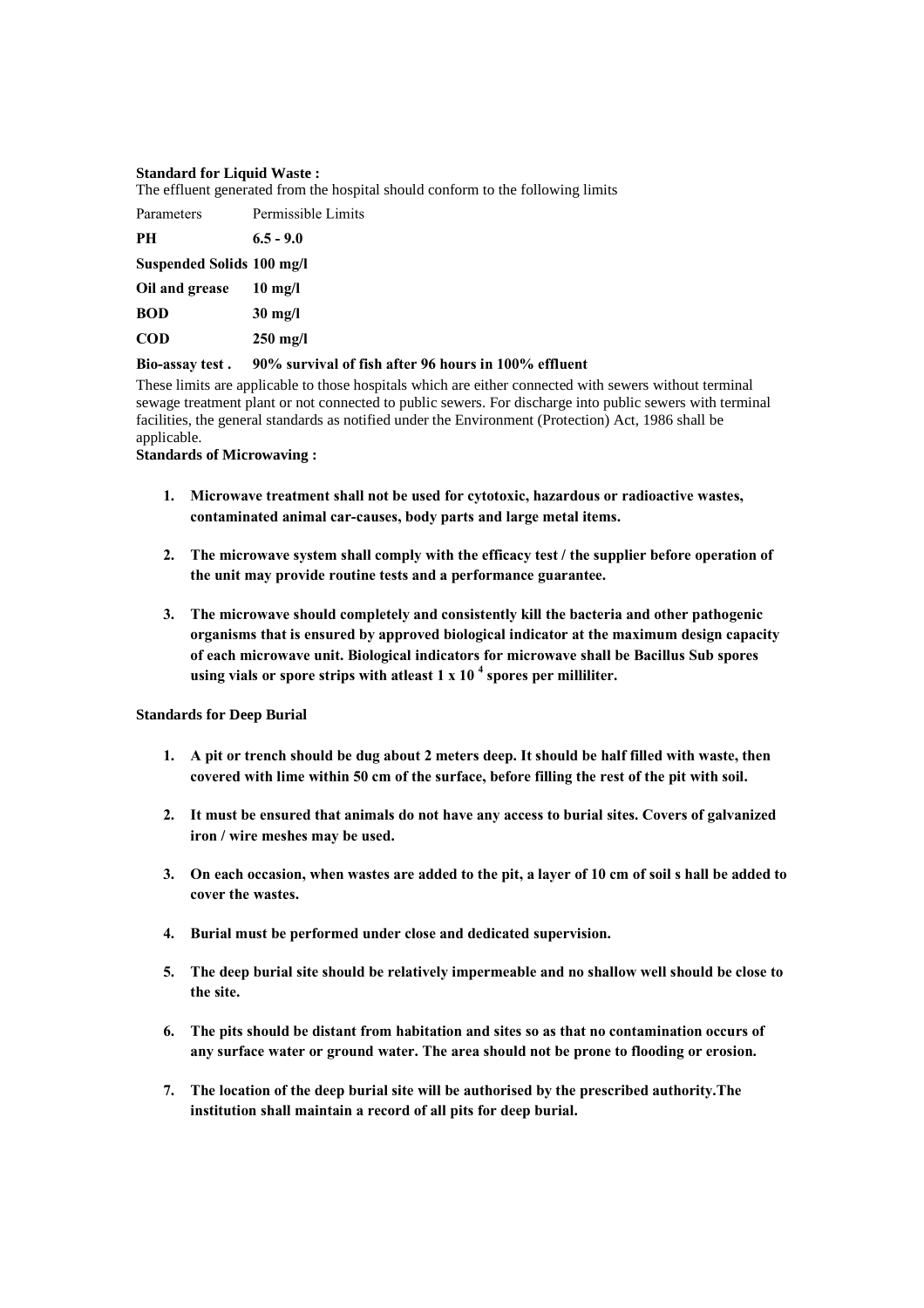**Standard for Liquid Waste :**

The effluent generated from the hospital should conform to the following limits

| Parameters | Permissible Limits |
|---|---|
| **PH** | **6.5 - 9.0** |
| **Suspended Solids** | **100 mg/l** |
| **Oil and grease** | **10 mg/l** |
| **BOD** | **30 mg/l** |
| **COD** | **250 mg/l** |
| **Bio-assay test .** | **90% survival of fish after 96 hours in 100% effluent** |

These limits are applicable to those hospitals which are either connected with sewers without terminal sewage treatment plant or not connected to public sewers. For discharge into public sewers with terminal facilities, the general standards as notified under the Environment (Protection) Act, 1986 shall be applicable.

**Standards of Microwaving :**

1. **Microwave treatment shall not be used for cytotoxic, hazardous or radioactive wastes, contaminated animal car-causes, body parts and large metal items.**
2. **The microwave system shall comply with the efficacy test / the supplier before operation of the unit may provide routine tests and a performance guarantee.**
3. **The microwave should completely and consistently kill the bacteria and other pathogenic organisms that is ensured by approved biological indicator at the maximum design capacity of each microwave unit. Biological indicators for microwave shall be Bacillus Sub spores using vials or spore strips with atleast $1 \times 10^4$ spores per milliliter.**

**Standards for Deep Burial**

1. **A pit or trench should be dug about 2 meters deep. It should be half filled with waste, then covered with lime within 50 cm of the surface, before filling the rest of the pit with soil.**
2. **It must be ensured that animals do not have any access to burial sites. Covers of galvanized iron / wire meshes may be used.**
3. **On each occasion, when wastes are added to the pit, a layer of 10 cm of soil s hall be added to cover the wastes.**
4. **Burial must be performed under close and dedicated supervision.**
5. **The deep burial site should be relatively impermeable and no shallow well should be close to the site.**
6. **The pits should be distant from habitation and sites so as that no contamination occurs of any surface water or ground water. The area should not be prone to flooding or erosion.**
7. **The location of the deep burial site will be authorised by the prescribed authority.The institution shall maintain a record of all pits for deep burial.**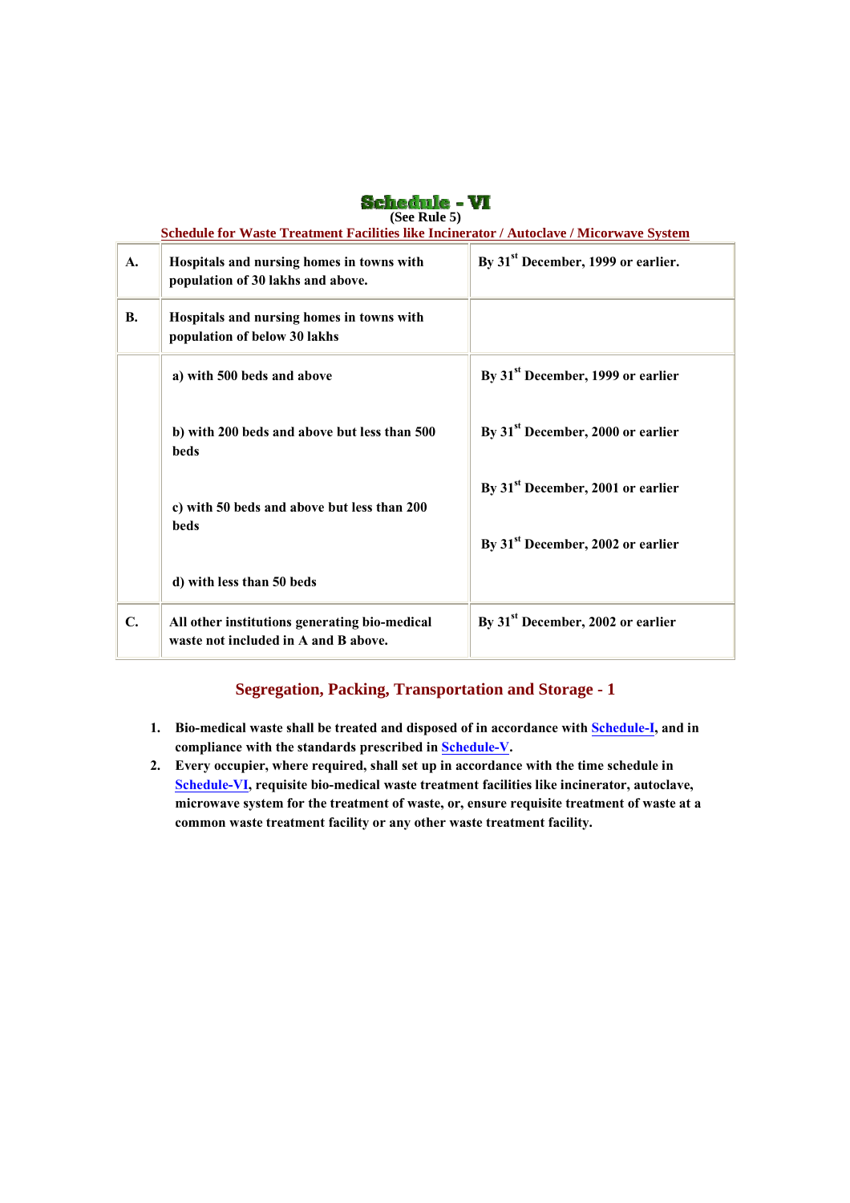# Schedule - VI

(See Rule 5)

**Schedule for Waste Treatment Facilities like Incinerator / Autoclave / Micorwave System**

| | | |
|---|---|---|
| **A.** | **Hospitals and nursing homes in towns with population of 30 lakhs and above.** | **By 31st December, 1999 or earlier.** |
| **B.** | **Hospitals and nursing homes in towns with population of below 30 lakhs** | |
| | **a) with 500 beds and above** | **By 31st December, 1999 or earlier** |
| | **b) with 200 beds and above but less than 500 beds** | **By 31st December, 2000 or earlier** |
| | **c) with 50 beds and above but less than 200 beds** | **By 31st December, 2001 or earlier** |
| | **d) with less than 50 beds** | **By 31st December, 2002 or earlier** |
| **C.** | **All other institutions generating bio-medical waste not included in A and B above.** | **By 31st December, 2002 or earlier** |

## Segregation, Packing, Transportation and Storage - 1

1. **Bio-medical waste shall be treated and disposed of in accordance with Schedule-I, and in compliance with the standards prescribed in Schedule-V.**
2. **Every occupier, where required, shall set up in accordance with the time schedule in Schedule-VI, requisite bio-medical waste treatment facilities like incinerator, autoclave, microwave system for the treatment of waste, or, ensure requisite treatment of waste at a common waste treatment facility or any other waste treatment facility.**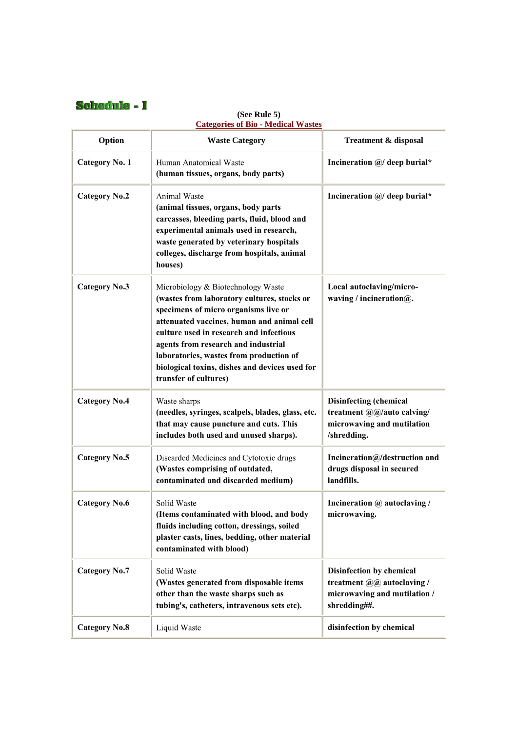## Schedule - I

**(See Rule 5)**
**Categories of Bio - Medical Wastes**

| Option | Waste Category | Treatment & disposal |
|---|---|---|
| **Category No. 1** | Human Anatomical Waste **(human tissues, organs, body parts)** | **Incineration @/ deep burial*** |
| **Category No.2** | Animal Waste **(animal tissues, organs, body parts carcasses, bleeding parts, fluid, blood and experimental animals used in research, waste generated by veterinary hospitals colleges, discharge from hospitals, animal houses)** | **Incineration @/ deep burial*** |
| **Category No.3** | Microbiology & Biotechnology Waste **(wastes from laboratory cultures, stocks or specimens of micro organisms live or attenuated vaccines, human and animal cell culture used in research and infectious agents from research and industrial laboratories, wastes from production of biological toxins, dishes and devices used for transfer of cultures)** | **Local autoclaving/micro-waving / incineration@.** |
| **Category No.4** | Waste sharps **(needles, syringes, scalpels, blades, glass, etc. that may cause puncture and cuts. This includes both used and unused sharps).** | **Disinfecting (chemical treatment @@/auto calving/ microwaving and mutilation /shredding.** |
| **Category No.5** | Discarded Medicines and Cytotoxic drugs **(Wastes comprising of outdated, contaminated and discarded medium)** | **Incineration@/destruction and drugs disposal in secured landfills.** |
| **Category No.6** | Solid Waste **(Items contaminated with blood, and body fluids including cotton, dressings, soiled plaster casts, lines, bedding, other material contaminated with blood)** | **Incineration @ autoclaving / microwaving.** |
| **Category No.7** | Solid Waste **(Wastes generated from disposable items other than the waste sharps such as tubing's, catheters, intravenous sets etc).** | **Disinfection by chemical treatment @@ autoclaving / microwaving and mutilation / shredding##.** |
| **Category No.8** | Liquid Waste | **disinfection by chemical** |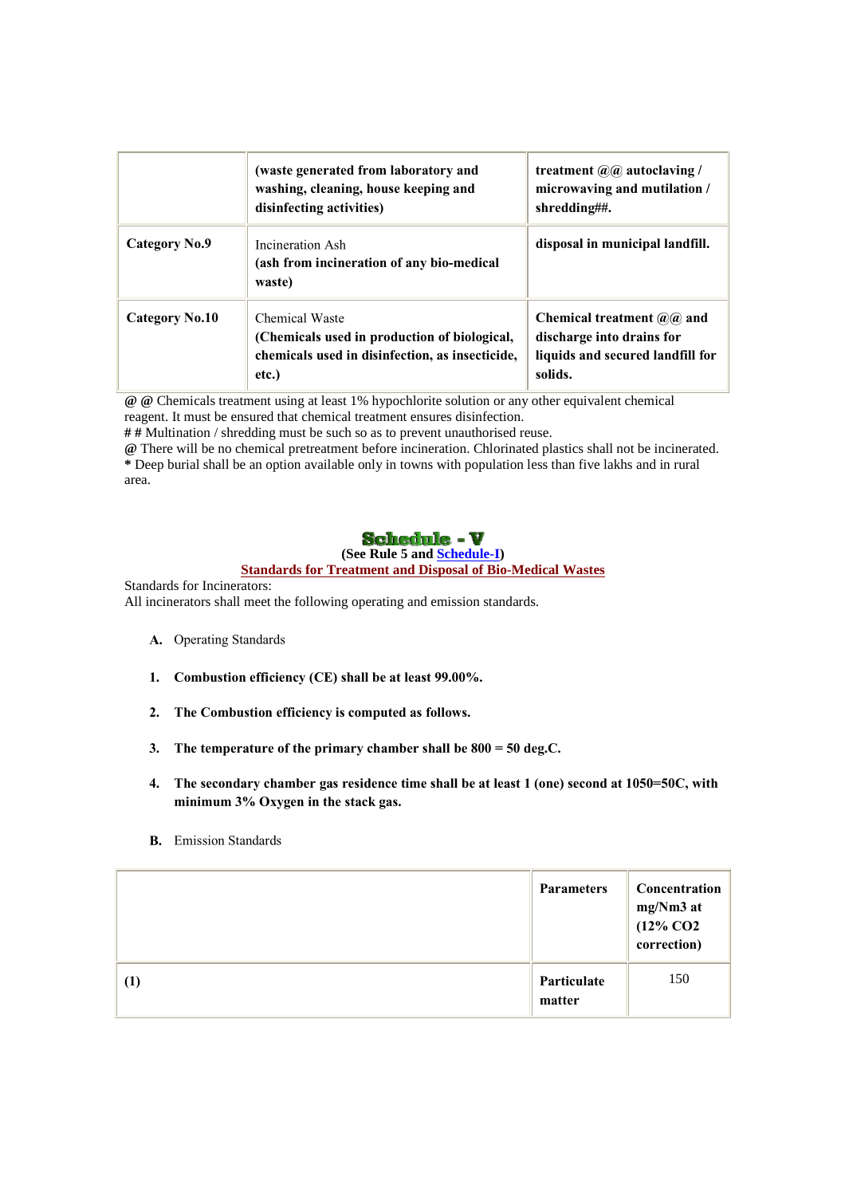|  | (waste generated from laboratory and washing, cleaning, house keeping and disinfecting activities) | treatment @@ autoclaving / microwaving and mutilation / shredding##. |
|---|---|---|
| **Category No.9** | Incineration Ash **(ash from incineration of any bio-medical waste)** | **disposal in municipal landfill.** |
| **Category No.10** | Chemical Waste **(Chemicals used in production of biological, chemicals used in disinfection, as insecticide, etc.)** | **Chemical treatment @@ and discharge into drains for liquids and secured landfill for solids.** |

**@ @** Chemicals treatment using at least 1% hypochlorite solution or any other equivalent chemical reagent. It must be ensured that chemical treatment ensures disinfection.

**# #** Multination / shredding must be such so as to prevent unauthorised reuse.

**@** There will be no chemical pretreatment before incineration. Chlorinated plastics shall not be incinerated.

**\*** Deep burial shall be an option available only in towns with population less than five lakhs and in rural area.

## Schedule - V

**(See Rule 5 and Schedule-I)**

**Standards for Treatment and Disposal of Bio-Medical Wastes**

Standards for Incinerators:

All incinerators shall meet the following operating and emission standards.

**A.** Operating Standards

1. **Combustion efficiency (CE) shall be at least 99.00%.**
2. **The Combustion efficiency is computed as follows.**
3. **The temperature of the primary chamber shall be 800 = 50 deg.C.**
4. **The secondary chamber gas residence time shall be at least 1 (one) second at 1050=50C, with minimum 3% Oxygen in the stack gas.**

**B.** Emission Standards

|  | **Parameters** | **Concentration mg/Nm3 at (12% $CO_2$ correction)** |
|---|---|---|
| **(1)** | **Particulate matter** | 150 |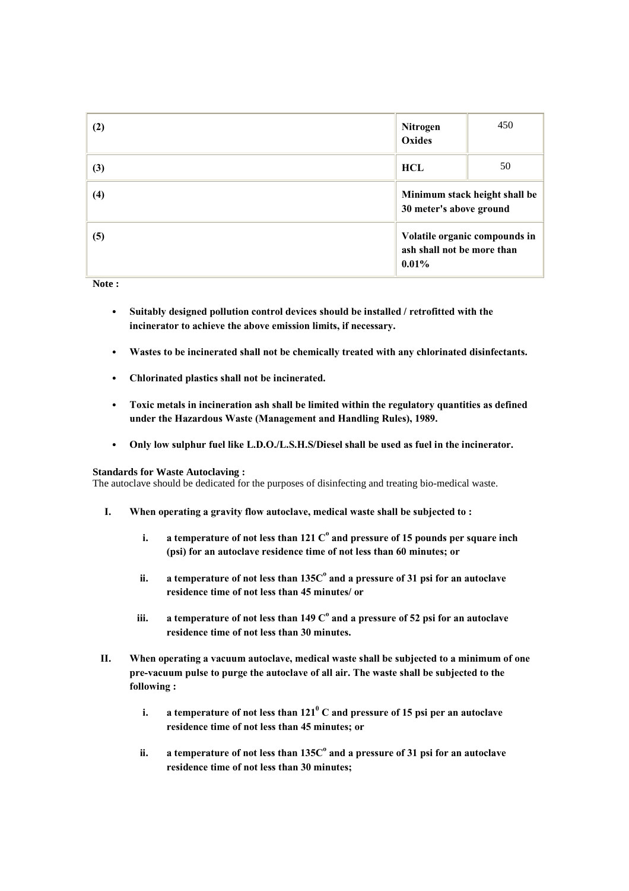| | | |
|---|---|---|
| **(2)** | **Nitrogen Oxides** | 450 |
| **(3)** | **HCL** | 50 |
| **(4)** | **Minimum stack height shall be 30 meter's above ground** | |
| **(5)** | **Volatile organic compounds in ash shall not be more than 0.01%** | |

**Note :**

- **Suitably designed pollution control devices should be installed / retrofitted with the incinerator to achieve the above emission limits, if necessary.**
- **Wastes to be incinerated shall not be chemically treated with any chlorinated disinfectants.**
- **Chlorinated plastics shall not be incinerated.**
- **Toxic metals in incineration ash shall be limited within the regulatory quantities as defined under the Hazardous Waste (Management and Handling Rules), 1989.**
- **Only low sulphur fuel like L.D.O./L.S.H.S/Diesel shall be used as fuel in the incinerator.**

**Standards for Waste Autoclaving :**
The autoclave should be dedicated for the purposes of disinfecting and treating bio-medical waste.

I. **When operating a gravity flow autoclave, medical waste shall be subjected to :**
   i. **a temperature of not less than 121 C$^{o}$ and pressure of 15 pounds per square inch (psi) for an autoclave residence time of not less than 60 minutes; or**
   ii. **a temperature of not less than 135C$^{o}$ and a pressure of 31 psi for an autoclave residence time of not less than 45 minutes/ or**
   iii. **a temperature of not less than 149 C$^{o}$ and a pressure of 52 psi for an autoclave residence time of not less than 30 minutes.**

II. **When operating a vacuum autoclave, medical waste shall be subjected to a minimum of one pre-vacuum pulse to purge the autoclave of all air. The waste shall be subjected to the following :**
   i. **a temperature of not less than 121$^{0}$ C and pressure of 15 psi per an autoclave residence time of not less than 45 minutes; or**
   ii. **a temperature of not less than 135C$^{o}$ and a pressure of 31 psi for an autoclave residence time of not less than 30 minutes;**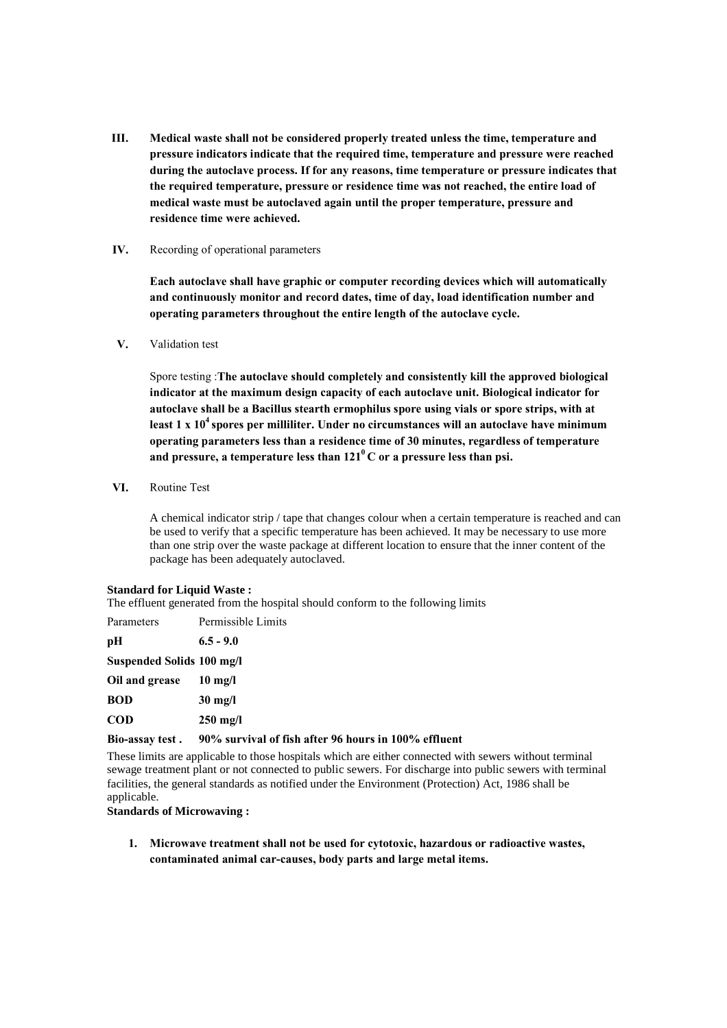III. **Medical waste shall not be considered properly treated unless the time, temperature and pressure indicators indicate that the required time, temperature and pressure were reached during the autoclave process. If for any reasons, time temperature or pressure indicates that the required temperature, pressure or residence time was not reached, the entire load of medical waste must be autoclaved again until the proper temperature, pressure and residence time were achieved.**

IV. Recording of operational parameters

**Each autoclave shall have graphic or computer recording devices which will automatically and continuously monitor and record dates, time of day, load identification number and operating parameters throughout the entire length of the autoclave cycle.**

V. Validation test

Spore testing :**The autoclave should completely and consistently kill the approved biological indicator at the maximum design capacity of each autoclave unit. Biological indicator for autoclave shall be a Bacillus stearth ermophilus spore using vials or spore strips, with at least $1 \times 10^4$ spores per milliliter. Under no circumstances will an autoclave have minimum operating parameters less than a residence time of 30 minutes, regardless of temperature and pressure, a temperature less than $121^0$ C or a pressure less than psi.**

VI. Routine Test

A chemical indicator strip / tape that changes colour when a certain temperature is reached and can be used to verify that a specific temperature has been achieved. It may be necessary to use more than one strip over the waste package at different location to ensure that the inner content of the package has been adequately autoclaved.

**Standard for Liquid Waste :**
The effluent generated from the hospital should conform to the following limits

| Parameters | Permissible Limits |
|---|---|
| **pH** | **6.5 - 9.0** |
| **Suspended Solids** | **100 mg/l** |
| **Oil and grease** | **10 mg/l** |
| **BOD** | **30 mg/l** |
| **COD** | **250 mg/l** |
| **Bio-assay test .** | **90% survival of fish after 96 hours in 100% effluent** |

These limits are applicable to those hospitals which are either connected with sewers without terminal sewage treatment plant or not connected to public sewers. For discharge into public sewers with terminal facilities, the general standards as notified under the Environment (Protection) Act, 1986 shall be applicable.

**Standards of Microwaving :**

1. **Microwave treatment shall not be used for cytotoxic, hazardous or radioactive wastes, contaminated animal car-causes, body parts and large metal items.**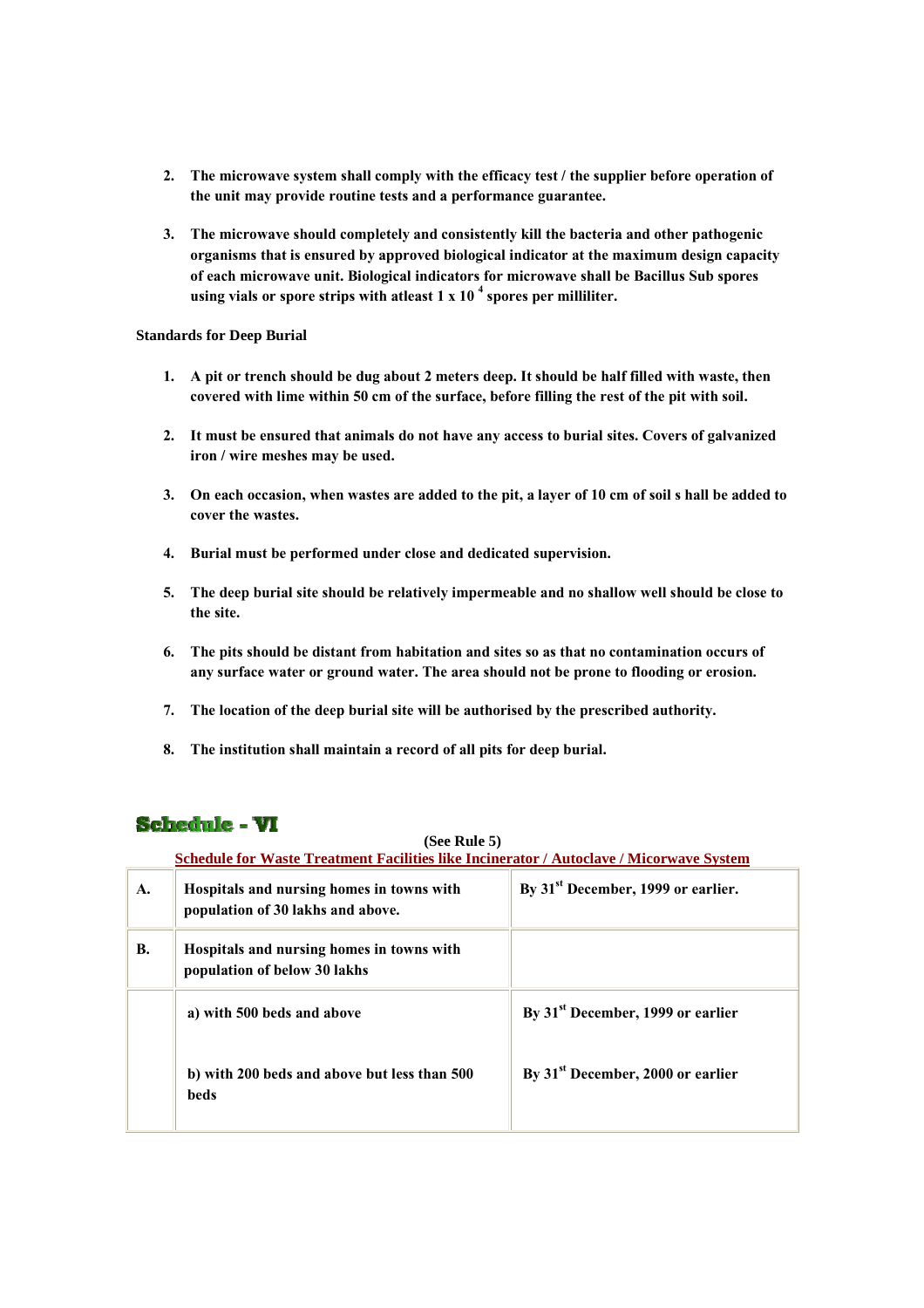2. **The microwave system shall comply with the efficacy test / the supplier before operation of the unit may provide routine tests and a performance guarantee.**

3. **The microwave should completely and consistently kill the bacteria and other pathogenic organisms that is ensured by approved biological indicator at the maximum design capacity of each microwave unit. Biological indicators for microwave shall be Bacillus Sub spores using vials or spore strips with atleast $1 \times 10^4$ spores per milliliter.**

**Standards for Deep Burial**

1. **A pit or trench should be dug about 2 meters deep. It should be half filled with waste, then covered with lime within 50 cm of the surface, before filling the rest of the pit with soil.**

2. **It must be ensured that animals do not have any access to burial sites. Covers of galvanized iron / wire meshes may be used.**

3. **On each occasion, when wastes are added to the pit, a layer of 10 cm of soil s hall be added to cover the wastes.**

4. **Burial must be performed under close and dedicated supervision.**

5. **The deep burial site should be relatively impermeable and no shallow well should be close to the site.**

6. **The pits should be distant from habitation and sites so as that no contamination occurs of any surface water or ground water. The area should not be prone to flooding or erosion.**

7. **The location of the deep burial site will be authorised by the prescribed authority.**

8. **The institution shall maintain a record of all pits for deep burial.**

## Schedule - VI

**(See Rule 5)**

**Schedule for Waste Treatment Facilities like Incinerator / Autoclave / Micorwave System**

| | | |
|---|---|---|
| **A.** | **Hospitals and nursing homes in towns with population of 30 lakhs and above.** | **By 31st December, 1999 or earlier.** |
| **B.** | **Hospitals and nursing homes in towns with population of below 30 lakhs** | |
| | **a) with 500 beds and above** | **By 31st December, 1999 or earlier** |
| | **b) with 200 beds and above but less than 500 beds** | **By 31st December, 2000 or earlier** |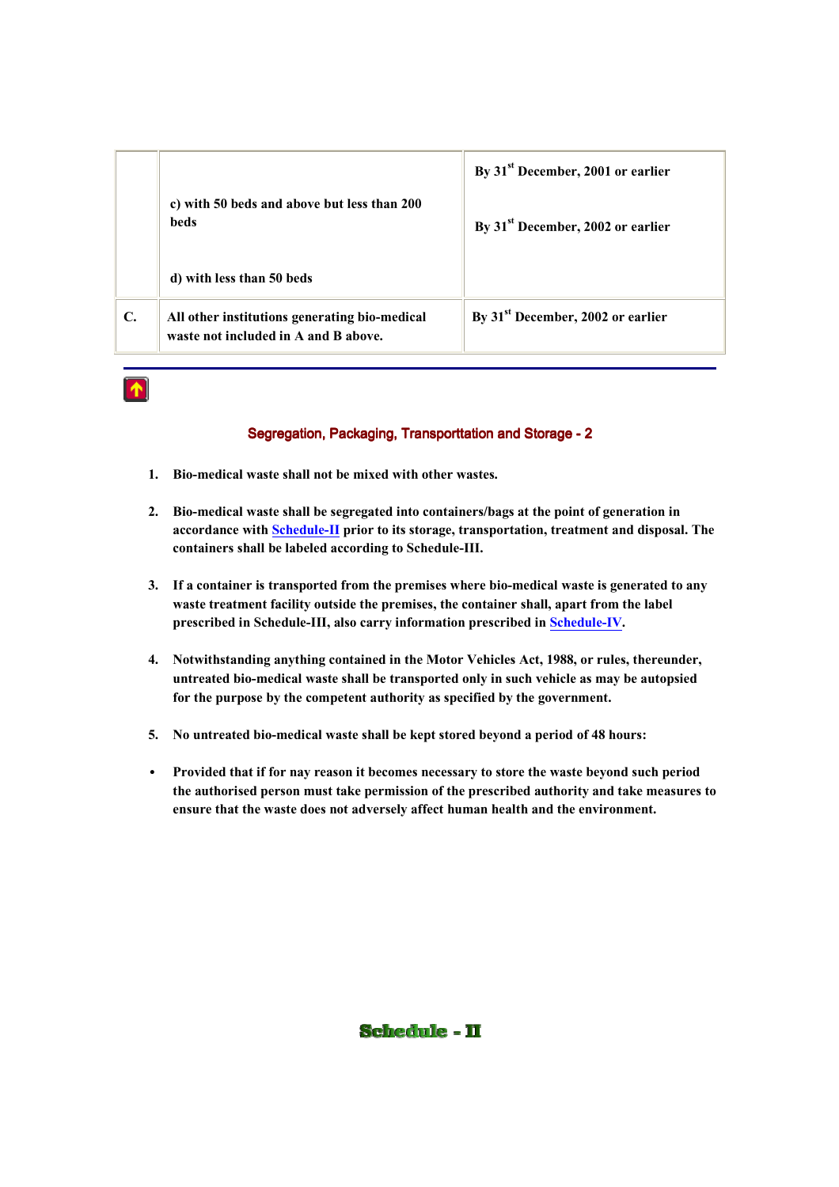| | | |
|---|---|---|
| | c) with 50 beds and above but less than 200 beds<br><br>d) with less than 50 beds | By 31st December, 2001 or earlier<br><br>By 31st December, 2002 or earlier |
| C. | All other institutions generating bio-medical waste not included in A and B above. | By 31st December, 2002 or earlier |

## Segregation, Packaging, Transporttation and Storage - 2

1. **Bio-medical waste shall not be mixed with other wastes.**

2. **Bio-medical waste shall be segregated into containers/bags at the point of generation in accordance with Schedule-II prior to its storage, transportation, treatment and disposal. The containers shall be labeled according to Schedule-III.**

3. **If a container is transported from the premises where bio-medical waste is generated to any waste treatment facility outside the premises, the container shall, apart from the label prescribed in Schedule-III, also carry information prescribed in Schedule-IV.**

4. **Notwithstanding anything contained in the Motor Vehicles Act, 1988, or rules, thereunder, untreated bio-medical waste shall be transported only in such vehicle as may be autopsied for the purpose by the competent authority as specified by the government.**

5. **No untreated bio-medical waste shall be kept stored beyond a period of 48 hours:**

- **Provided that if for nay reason it becomes necessary to store the waste beyond such period the authorised person must take permission of the prescribed authority and take measures to ensure that the waste does not adversely affect human health and the environment.**

## Schedule - II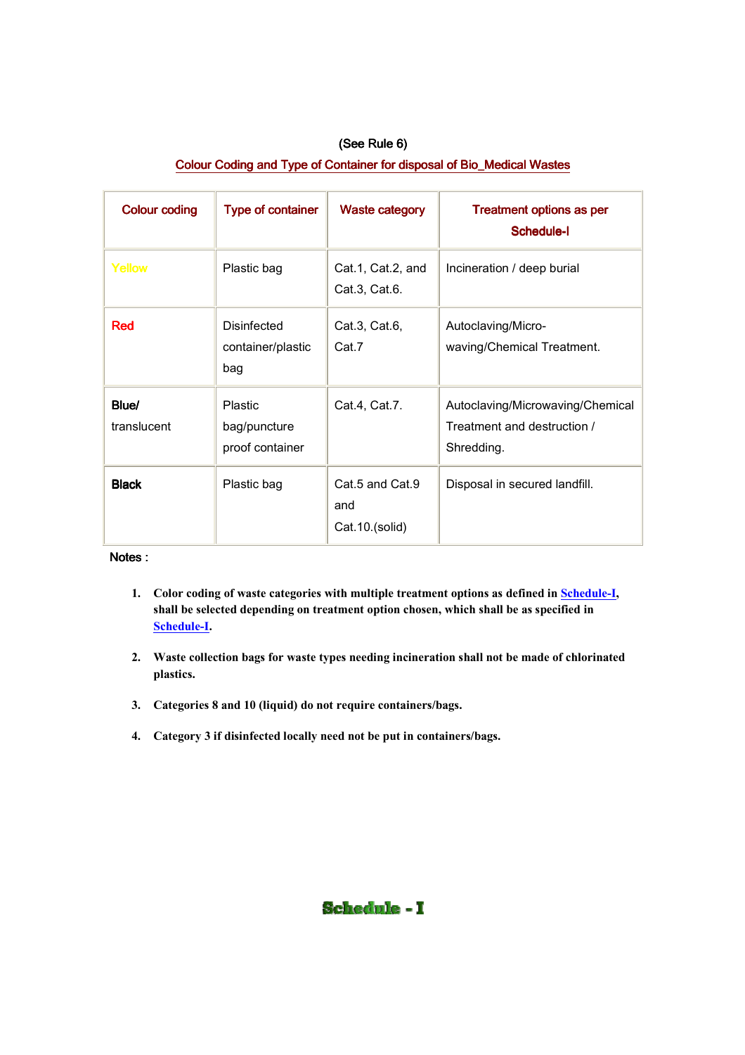(See Rule 6)

## Colour Coding and Type of Container for disposal of Bio_Medical Wastes

| Colour coding | Type of container | Waste category | Treatment options as per Schedule-I |
|---|---|---|---|
| Yellow | Plastic bag | Cat.1, Cat.2, and Cat.3, Cat.6. | Incineration / deep burial |
| Red | Disinfected container/plastic bag | Cat.3, Cat.6, Cat.7 | Autoclaving/Micro-waving/Chemical Treatment. |
| Blue/ translucent | Plastic bag/puncture proof container | Cat.4, Cat.7. | Autoclaving/Microwaving/Chemical Treatment and destruction / Shredding. |
| Black | Plastic bag | Cat.5 and Cat.9 and Cat.10.(solid) | Disposal in secured landfill. |

Notes :

1. **Color coding of waste categories with multiple treatment options as defined in Schedule-I, shall be selected depending on treatment option chosen, which shall be as specified in Schedule-I.**
2. **Waste collection bags for waste types needing incineration shall not be made of chlorinated plastics.**
3. **Categories 8 and 10 (liquid) do not require containers/bags.**
4. **Category 3 if disinfected locally need not be put in containers/bags.**

# Schedule - I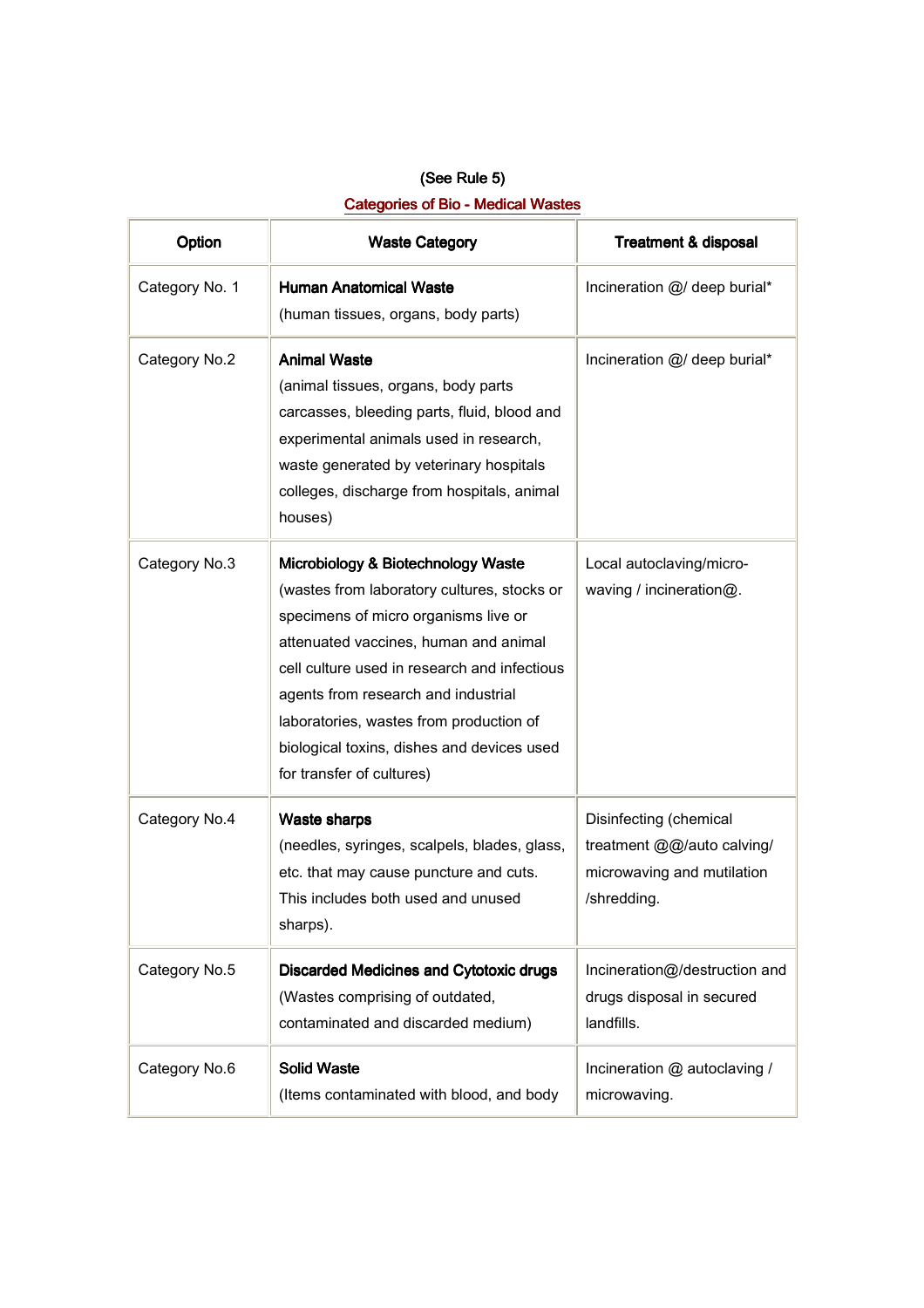(See Rule 5)

**Categories of Bio - Medical Wastes**

| Option | Waste Category | Treatment & disposal |
|---|---|---|
| Category No. 1 | **Human Anatomical Waste** (human tissues, organs, body parts) | Incineration @/ deep burial* |
| Category No.2 | **Animal Waste** (animal tissues, organs, body parts carcasses, bleeding parts, fluid, blood and experimental animals used in research, waste generated by veterinary hospitals colleges, discharge from hospitals, animal houses) | Incineration @/ deep burial* |
| Category No.3 | **Microbiology & Biotechnology Waste** (wastes from laboratory cultures, stocks or specimens of micro organisms live or attenuated vaccines, human and animal cell culture used in research and infectious agents from research and industrial laboratories, wastes from production of biological toxins, dishes and devices used for transfer of cultures) | Local autoclaving/micro-waving / incineration@. |
| Category No.4 | **Waste sharps** (needles, syringes, scalpels, blades, glass, etc. that may cause puncture and cuts. This includes both used and unused sharps). | Disinfecting (chemical treatment @@/auto calving/ microwaving and mutilation /shredding. |
| Category No.5 | **Discarded Medicines and Cytotoxic drugs** (Wastes comprising of outdated, contaminated and discarded medium) | Incineration@/destruction and drugs disposal in secured landfills. |
| Category No.6 | **Solid Waste** (Items contaminated with blood, and body | Incineration @ autoclaving / microwaving. |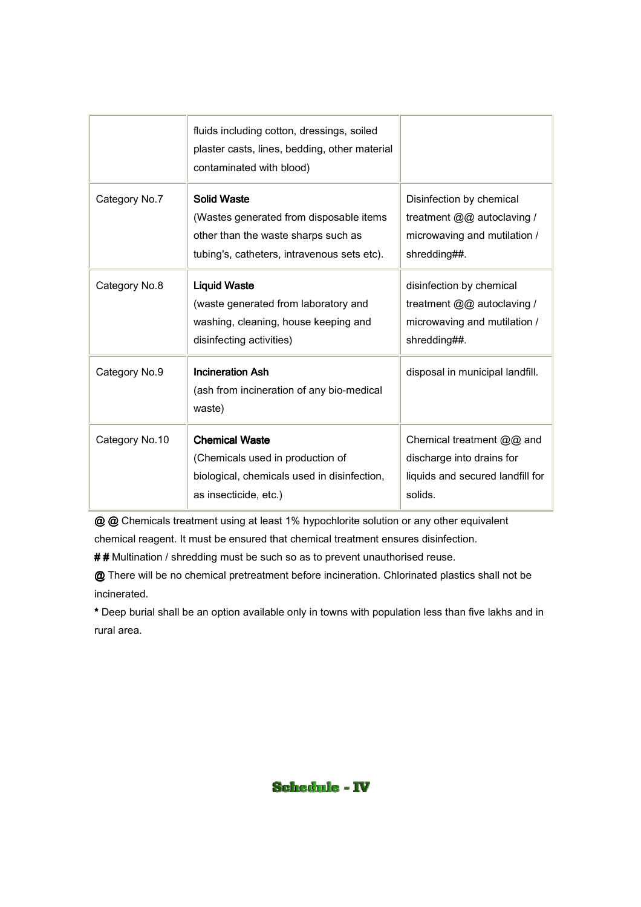| | | |
|---|---|---|
| | fluids including cotton, dressings, soiled plaster casts, lines, bedding, other material contaminated with blood) | |
| Category No.7 | **Solid Waste** (Wastes generated from disposable items other than the waste sharps such as tubing's, catheters, intravenous sets etc). | Disinfection by chemical treatment @@ autoclaving / microwaving and mutilation / shredding##. |
| Category No.8 | **Liquid Waste** (waste generated from laboratory and washing, cleaning, house keeping and disinfecting activities) | disinfection by chemical treatment @@ autoclaving / microwaving and mutilation / shredding##. |
| Category No.9 | **Incineration Ash** (ash from incineration of any bio-medical waste) | disposal in municipal landfill. |
| Category No.10 | **Chemical Waste** (Chemicals used in production of biological, chemicals used in disinfection, as insecticide, etc.) | Chemical treatment @@ and discharge into drains for liquids and secured landfill for solids. |

**@ @** Chemicals treatment using at least 1% hypochlorite solution or any other equivalent chemical reagent. It must be ensured that chemical treatment ensures disinfection.

**# #** Multination / shredding must be such so as to prevent unauthorised reuse.

**@** There will be no chemical pretreatment before incineration. Chlorinated plastics shall not be incinerated.

**\*** Deep burial shall be an option available only in towns with population less than five lakhs and in rural area.

## Schedule - IV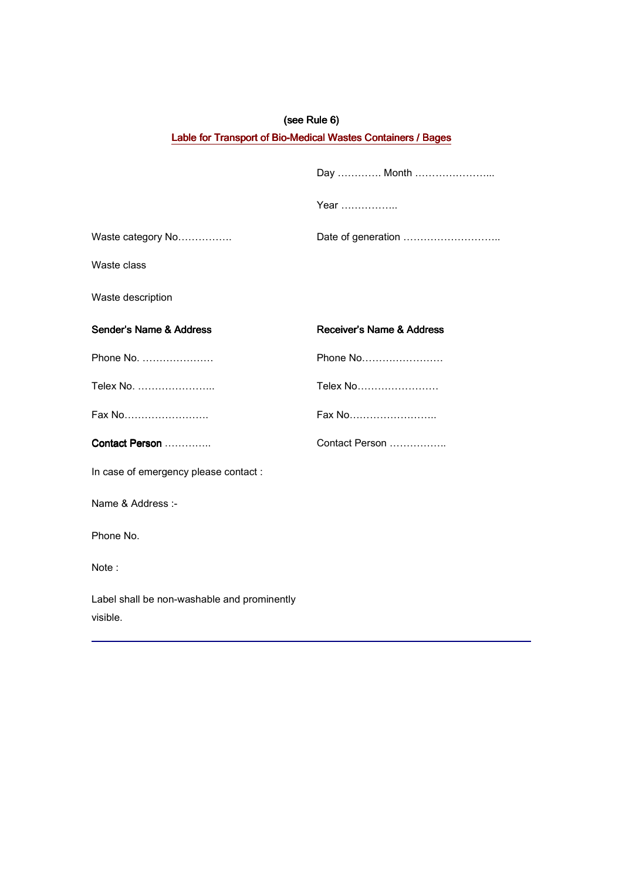**(see Rule 6)**

## Lable for Transport of Bio-Medical Wastes Containers / Bages

Day ………… Month …………………...

Year ……………..

Waste category No…………….

Date of generation ………………………..

Waste class

Waste description

| **Sender's Name & Address** | **Receiver's Name & Address** |
|---|---|
| Phone No. ………………… | Phone No…………………… |
| Telex No. ………………….. | Telex No…………………… |
| Fax No……………………. | Fax No…………………….. |
| **Contact Person** ………….. | Contact Person …………….. |

In case of emergency please contact :

Name & Address :-

Phone No.

Note :

Label shall be non-washable and prominently visible.